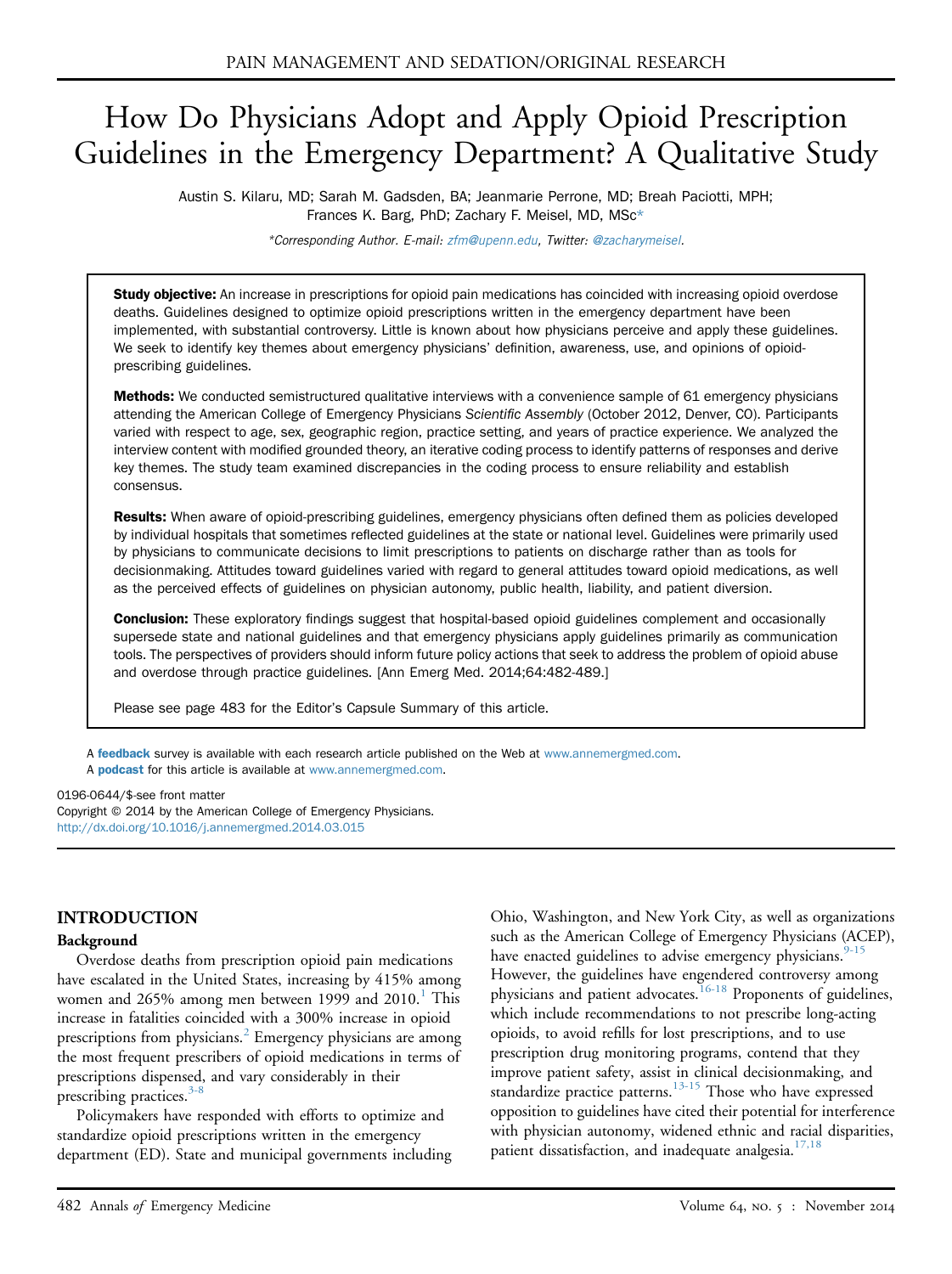PAIN MANAGEMENT AND SEDATION/ORIGINAL RESEARCH

# How Do Physicians Adopt and Apply Opioid Prescription Guidelines in the Emergency Department? A Qualitative Study

Austin S. Kilaru, MD; Sarah M. Gadsden, BA; Jeanmarie Perrone, MD; Breah Paciotti, MPH; Frances K. Barg, PhD; Zachary F. Meisel, MD, MSc*

*Corresponding Author. E-mail: zfm@upenn.edu, Twitter: @zacharymeisel.

**Study objective:** An increase in prescriptions for opioid pain medications has coincided with increasing opioid overdose deaths. Guidelines designed to optimize opioid prescriptions written in the emergency department have been implemented, with substantial controversy. Little is known about how physicians perceive and apply these guidelines. We seek to identify key themes about emergency physicians' definition, awareness, use, and opinions of opioid-prescribing guidelines.

**Methods:** We conducted semistructured qualitative interviews with a convenience sample of 61 emergency physicians attending the American College of Emergency Physicians *Scientific Assembly* (October 2012, Denver, CO). Participants varied with respect to age, sex, geographic region, practice setting, and years of practice experience. We analyzed the interview content with modified grounded theory, an iterative coding process to identify patterns of responses and derive key themes. The study team examined discrepancies in the coding process to ensure reliability and establish consensus.

**Results:** When aware of opioid-prescribing guidelines, emergency physicians often defined them as policies developed by individual hospitals that sometimes reflected guidelines at the state or national level. Guidelines were primarily used by physicians to communicate decisions to limit prescriptions to patients on discharge rather than as tools for decisionmaking. Attitudes toward guidelines varied with regard to general attitudes toward opioid medications, as well as the perceived effects of guidelines on physician autonomy, public health, liability, and patient diversion.

**Conclusion:** These exploratory findings suggest that hospital-based opioid guidelines complement and occasionally supersede state and national guidelines and that emergency physicians apply guidelines primarily as communication tools. The perspectives of providers should inform future policy actions that seek to address the problem of opioid abuse and overdose through practice guidelines. [Ann Emerg Med. 2014;64:482-489.]

Please see page 483 for the Editor's Capsule Summary of this article.

A **feedback** survey is available with each research article published on the Web at www.annemergmed.com.
A **podcast** for this article is available at www.annemergmed.com.

0196-0644/$-see front matter
Copyright © 2014 by the American College of Emergency Physicians.
http://dx.doi.org/10.1016/j.annemergmed.2014.03.015

## INTRODUCTION

### Background

Overdose deaths from prescription opioid pain medications have escalated in the United States, increasing by 415% among women and 265% among men between 1999 and 2010.[1] This increase in fatalities coincided with a 300% increase in opioid prescriptions from physicians.[2] Emergency physicians are among the most frequent prescribers of opioid medications in terms of prescriptions dispensed, and vary considerably in their prescribing practices.[3-8]

Policymakers have responded with efforts to optimize and standardize opioid prescriptions written in the emergency department (ED). State and municipal governments including Ohio, Washington, and New York City, as well as organizations such as the American College of Emergency Physicians (ACEP), have enacted guidelines to advise emergency physicians.[9-15] However, the guidelines have engendered controversy among physicians and patient advocates.[16-18] Proponents of guidelines, which include recommendations to not prescribe long-acting opioids, to avoid refills for lost prescriptions, and to use prescription drug monitoring programs, contend that they improve patient safety, assist in clinical decisionmaking, and standardize practice patterns.[13-15] Those who have expressed opposition to guidelines have cited their potential for interference with physician autonomy, widened ethnic and racial disparities, patient dissatisfaction, and inadequate analgesia.[17,18]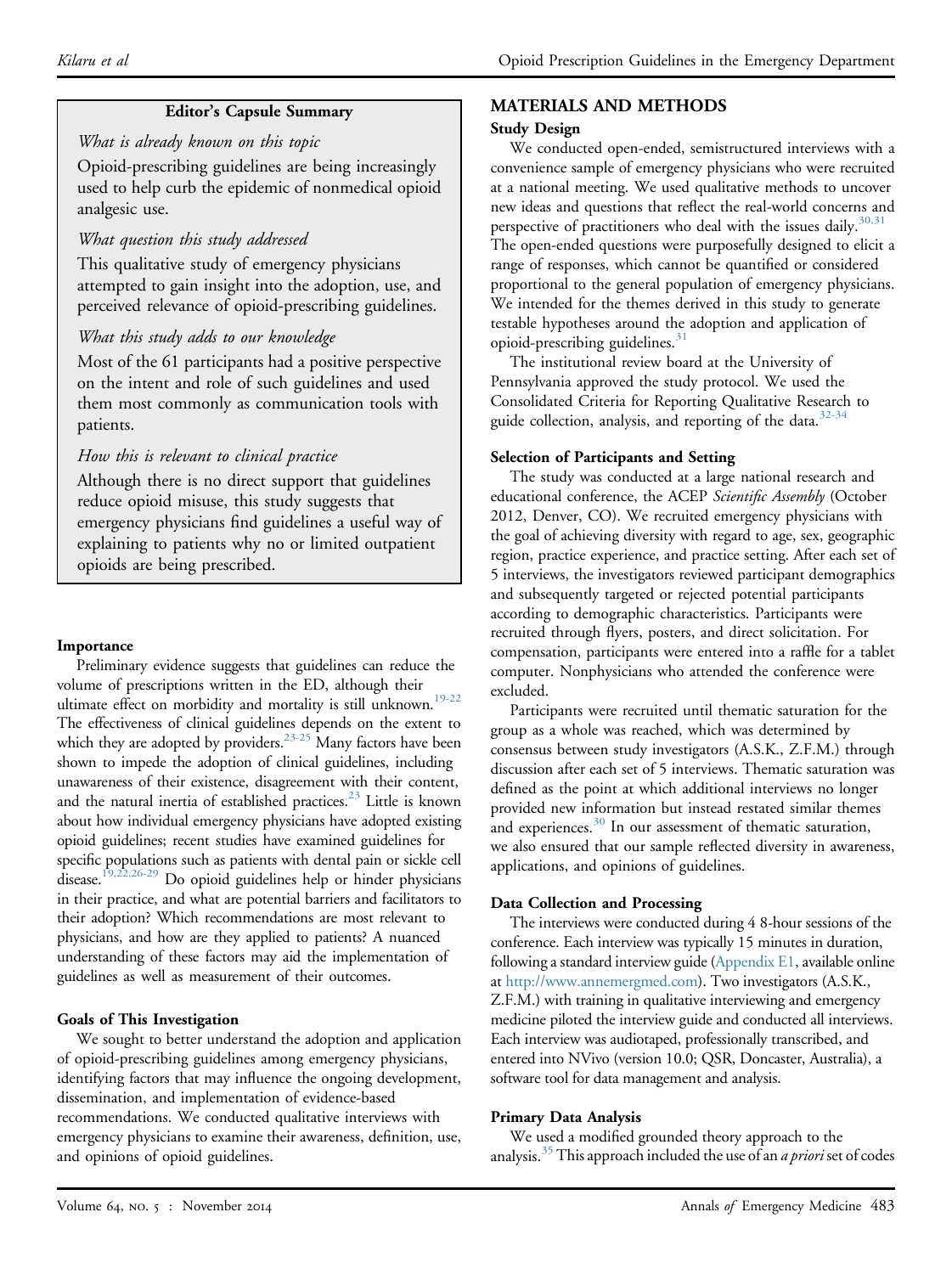## Editor's Capsule Summary

*What is already known on this topic*

Opioid-prescribing guidelines are being increasingly used to help curb the epidemic of nonmedical opioid analgesic use.

*What question this study addressed*

This qualitative study of emergency physicians attempted to gain insight into the adoption, use, and perceived relevance of opioid-prescribing guidelines.

*What this study adds to our knowledge*

Most of the 61 participants had a positive perspective on the intent and role of such guidelines and used them most commonly as communication tools with patients.

*How this is relevant to clinical practice*

Although there is no direct support that guidelines reduce opioid misuse, this study suggests that emergency physicians find guidelines a useful way of explaining to patients why no or limited outpatient opioids are being prescribed.

### Importance

Preliminary evidence suggests that guidelines can reduce the volume of prescriptions written in the ED, although their ultimate effect on morbidity and mortality is still unknown.[19-22] The effectiveness of clinical guidelines depends on the extent to which they are adopted by providers.[23-25] Many factors have been shown to impede the adoption of clinical guidelines, including unawareness of their existence, disagreement with their content, and the natural inertia of established practices.[23] Little is known about how individual emergency physicians have adopted existing opioid guidelines; recent studies have examined guidelines for specific populations such as patients with dental pain or sickle cell disease.[19,22,26-29] Do opioid guidelines help or hinder physicians in their practice, and what are potential barriers and facilitators to their adoption? Which recommendations are most relevant to physicians, and how are they applied to patients? A nuanced understanding of these factors may aid the implementation of guidelines as well as measurement of their outcomes.

### Goals of This Investigation

We sought to better understand the adoption and application of opioid-prescribing guidelines among emergency physicians, identifying factors that may influence the ongoing development, dissemination, and implementation of evidence-based recommendations. We conducted qualitative interviews with emergency physicians to examine their awareness, definition, use, and opinions of opioid guidelines.

## MATERIALS AND METHODS

### Study Design

We conducted open-ended, semistructured interviews with a convenience sample of emergency physicians who were recruited at a national meeting. We used qualitative methods to uncover new ideas and questions that reflect the real-world concerns and perspective of practitioners who deal with the issues daily.[30,31] The open-ended questions were purposefully designed to elicit a range of responses, which cannot be quantified or considered proportional to the general population of emergency physicians. We intended for the themes derived in this study to generate testable hypotheses around the adoption and application of opioid-prescribing guidelines.[31]

The institutional review board at the University of Pennsylvania approved the study protocol. We used the Consolidated Criteria for Reporting Qualitative Research to guide collection, analysis, and reporting of the data.[32-34]

### Selection of Participants and Setting

The study was conducted at a large national research and educational conference, the ACEP *Scientific Assembly* (October 2012, Denver, CO). We recruited emergency physicians with the goal of achieving diversity with regard to age, sex, geographic region, practice experience, and practice setting. After each set of 5 interviews, the investigators reviewed participant demographics and subsequently targeted or rejected potential participants according to demographic characteristics. Participants were recruited through flyers, posters, and direct solicitation. For compensation, participants were entered into a raffle for a tablet computer. Nonphysicians who attended the conference were excluded.

Participants were recruited until thematic saturation for the group as a whole was reached, which was determined by consensus between study investigators (A.S.K., Z.F.M.) through discussion after each set of 5 interviews. Thematic saturation was defined as the point at which additional interviews no longer provided new information but instead restated similar themes and experiences.[30] In our assessment of thematic saturation, we also ensured that our sample reflected diversity in awareness, applications, and opinions of guidelines.

### Data Collection and Processing

The interviews were conducted during 4 8-hour sessions of the conference. Each interview was typically 15 minutes in duration, following a standard interview guide (Appendix E1, available online at http://www.annemergmed.com). Two investigators (A.S.K., Z.F.M.) with training in qualitative interviewing and emergency medicine piloted the interview guide and conducted all interviews. Each interview was audiotaped, professionally transcribed, and entered into NVivo (version 10.0; QSR, Doncaster, Australia), a software tool for data management and analysis.

### Primary Data Analysis

We used a modified grounded theory approach to the analysis.[35] This approach included the use of an *a priori* set of codes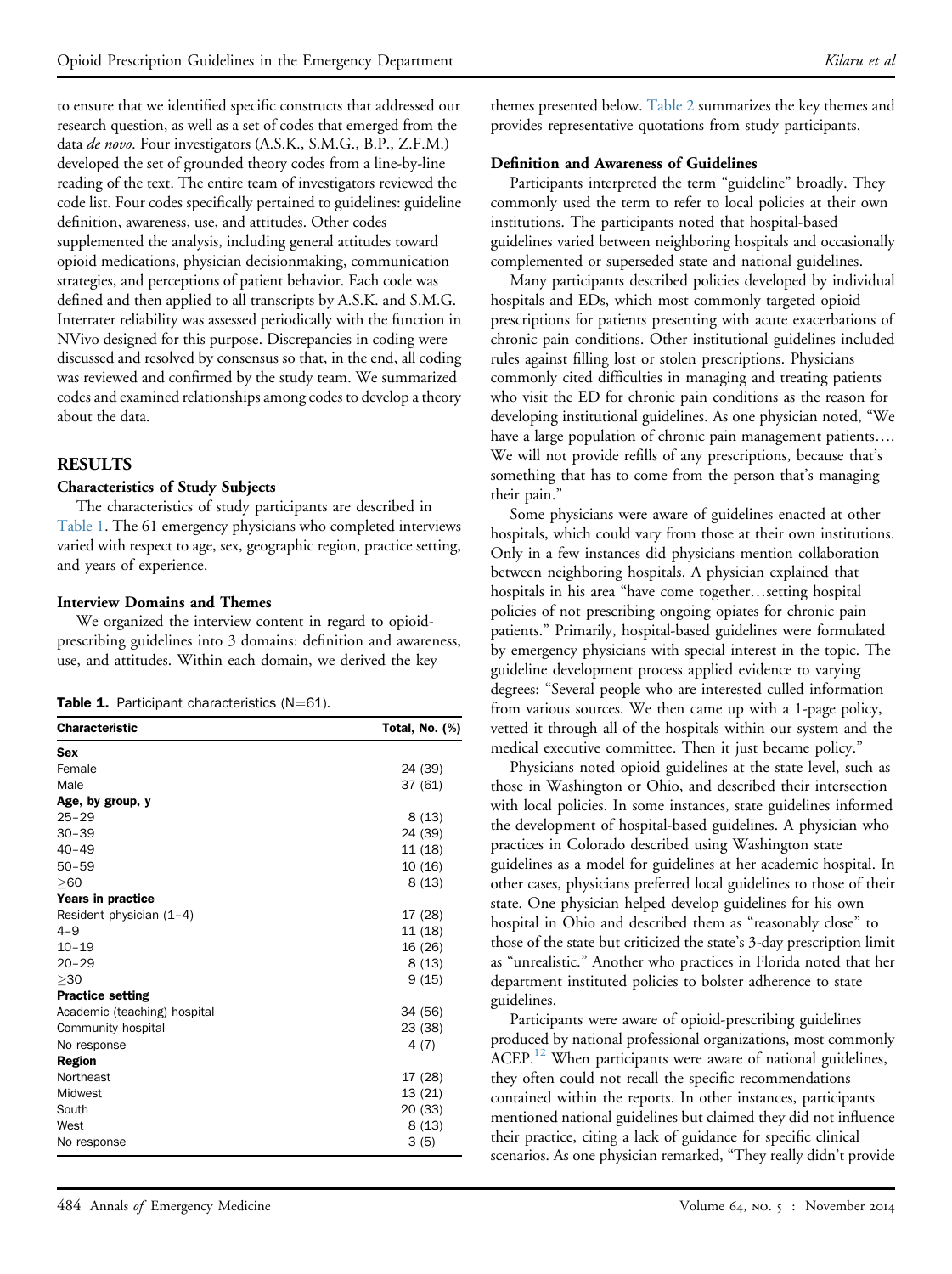to ensure that we identified specific constructs that addressed our research question, as well as a set of codes that emerged from the data *de novo*. Four investigators (A.S.K., S.M.G., B.P., Z.F.M.) developed the set of grounded theory codes from a line-by-line reading of the text. The entire team of investigators reviewed the code list. Four codes specifically pertained to guidelines: guideline definition, awareness, use, and attitudes. Other codes supplemented the analysis, including general attitudes toward opioid medications, physician decisionmaking, communication strategies, and perceptions of patient behavior. Each code was defined and then applied to all transcripts by A.S.K. and S.M.G. Interrater reliability was assessed periodically with the function in NVivo designed for this purpose. Discrepancies in coding were discussed and resolved by consensus so that, in the end, all coding was reviewed and confirmed by the study team. We summarized codes and examined relationships among codes to develop a theory about the data.

## RESULTS

### Characteristics of Study Subjects

The characteristics of study participants are described in Table 1. The 61 emergency physicians who completed interviews varied with respect to age, sex, geographic region, practice setting, and years of experience.

### Interview Domains and Themes

We organized the interview content in regard to opioid-prescribing guidelines into 3 domains: definition and awareness, use, and attitudes. Within each domain, we derived the key themes presented below. Table 2 summarizes the key themes and provides representative quotations from study participants.

**Table 1.** Participant characteristics (N=61).

| Characteristic | Total, No. (%) |
|---|---|
| **Sex** | |
| Female | 24 (39) |
| Male | 37 (61) |
| **Age, by group, y** | |
| 25–29 | 8 (13) |
| 30–39 | 24 (39) |
| 40–49 | 11 (18) |
| 50–59 | 10 (16) |
| ≥60 | 8 (13) |
| **Years in practice** | |
| Resident physician (1–4) | 17 (28) |
| 4–9 | 11 (18) |
| 10–19 | 16 (26) |
| 20–29 | 8 (13) |
| ≥30 | 9 (15) |
| **Practice setting** | |
| Academic (teaching) hospital | 34 (56) |
| Community hospital | 23 (38) |
| No response | 4 (7) |
| **Region** | |
| Northeast | 17 (28) |
| Midwest | 13 (21) |
| South | 20 (33) |
| West | 8 (13) |
| No response | 3 (5) |

### Definition and Awareness of Guidelines

Participants interpreted the term "guideline" broadly. They commonly used the term to refer to local policies at their own institutions. The participants noted that hospital-based guidelines varied between neighboring hospitals and occasionally complemented or superseded state and national guidelines.

Many participants described policies developed by individual hospitals and EDs, which most commonly targeted opioid prescriptions for patients presenting with acute exacerbations of chronic pain conditions. Other institutional guidelines included rules against filling lost or stolen prescriptions. Physicians commonly cited difficulties in managing and treating patients who visit the ED for chronic pain conditions as the reason for developing institutional guidelines. As one physician noted, "We have a large population of chronic pain management patients…. We will not provide refills of any prescriptions, because that's something that has to come from the person that's managing their pain."

Some physicians were aware of guidelines enacted at other hospitals, which could vary from those at their own institutions. Only in a few instances did physicians mention collaboration between neighboring hospitals. A physician explained that hospitals in his area "have come together…setting hospital policies of not prescribing ongoing opiates for chronic pain patients." Primarily, hospital-based guidelines were formulated by emergency physicians with special interest in the topic. The guideline development process applied evidence to varying degrees: "Several people who are interested culled information from various sources. We then came up with a 1-page policy, vetted it through all of the hospitals within our system and the medical executive committee. Then it just became policy."

Physicians noted opioid guidelines at the state level, such as those in Washington or Ohio, and described their intersection with local policies. In some instances, state guidelines informed the development of hospital-based guidelines. A physician who practices in Colorado described using Washington state guidelines as a model for guidelines at her academic hospital. In other cases, physicians preferred local guidelines to those of their state. One physician helped develop guidelines for his own hospital in Ohio and described them as "reasonably close" to those of the state but criticized the state's 3-day prescription limit as "unrealistic." Another who practices in Florida noted that her department instituted policies to bolster adherence to state guidelines.

Participants were aware of opioid-prescribing guidelines produced by national professional organizations, most commonly ACEP.[12] When participants were aware of national guidelines, they often could not recall the specific recommendations contained within the reports. In other instances, participants mentioned national guidelines but claimed they did not influence their practice, citing a lack of guidance for specific clinical scenarios. As one physician remarked, "They really didn't provide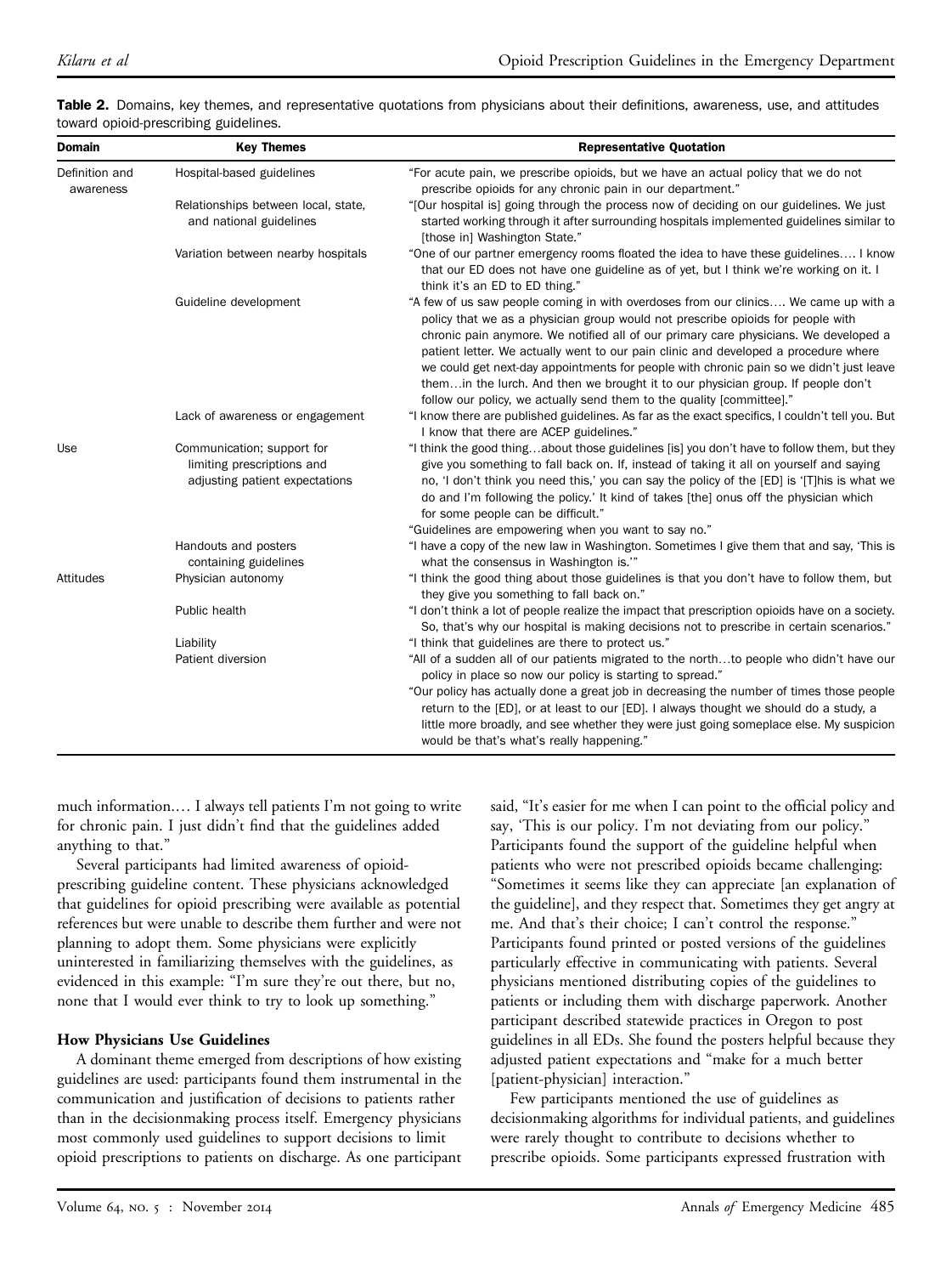**Table 2.** Domains, key themes, and representative quotations from physicians about their definitions, awareness, use, and attitudes toward opioid-prescribing guidelines.

| Domain | Key Themes | Representative Quotation |
|---|---|---|
| Definition and awareness | Hospital-based guidelines | "For acute pain, we prescribe opioids, but we have an actual policy that we do not prescribe opioids for any chronic pain in our department." |
| | Relationships between local, state, and national guidelines | "[Our hospital is] going through the process now of deciding on our guidelines. We just started working through it after surrounding hospitals implemented guidelines similar to [those in] Washington State." |
| | Variation between nearby hospitals | "One of our partner emergency rooms floated the idea to have these guidelines.... I know that our ED does not have one guideline as of yet, but I think we're working on it. I think it's an ED to ED thing." |
| | Guideline development | "A few of us saw people coming in with overdoses from our clinics.... We came up with a policy that we as a physician group would not prescribe opioids for people with chronic pain anymore. We notified all of our primary care physicians. We developed a patient letter. We actually went to our pain clinic and developed a procedure where we could get next-day appointments for people with chronic pain so we didn't just leave them…in the lurch. And then we brought it to our physician group. If people don't follow our policy, we actually send them to the quality [committee]." |
| | Lack of awareness or engagement | "I know there are published guidelines. As far as the exact specifics, I couldn't tell you. But I know that there are ACEP guidelines." |
| Use | Communication; support for limiting prescriptions and adjusting patient expectations | "I think the good thing…about those guidelines [is] you don't have to follow them, but they give you something to fall back on. If, instead of taking it all on yourself and saying no, 'I don't think you need this,' you can say the policy of the [ED] is '[T]his is what we do and I'm following the policy.' It kind of takes [the] onus off the physician which for some people can be difficult." "Guidelines are empowering when you want to say no." |
| | Handouts and posters containing guidelines | "I have a copy of the new law in Washington. Sometimes I give them that and say, 'This is what the consensus in Washington is.'" |
| Attitudes | Physician autonomy | "I think the good thing about those guidelines is that you don't have to follow them, but they give you something to fall back on." |
| | Public health | "I don't think a lot of people realize the impact that prescription opioids have on a society. So, that's why our hospital is making decisions not to prescribe in certain scenarios." |
| | Liability | "I think that guidelines are there to protect us." |
| | Patient diversion | "All of a sudden all of our patients migrated to the north…to people who didn't have our policy in place so now our policy is starting to spread." "Our policy has actually done a great job in decreasing the number of times those people return to the [ED], or at least to our [ED]. I always thought we should do a study, a little more broadly, and see whether they were just going someplace else. My suspicion would be that's what's really happening." |

much information.… I always tell patients I'm not going to write for chronic pain. I just didn't find that the guidelines added anything to that."

Several participants had limited awareness of opioid-prescribing guideline content. These physicians acknowledged that guidelines for opioid prescribing were available as potential references but were unable to describe them further and were not planning to adopt them. Some physicians were explicitly uninterested in familiarizing themselves with the guidelines, as evidenced in this example: "I'm sure they're out there, but no, none that I would ever think to try to look up something."

### How Physicians Use Guidelines

A dominant theme emerged from descriptions of how existing guidelines are used: participants found them instrumental in the communication and justification of decisions to patients rather than in the decisionmaking process itself. Emergency physicians most commonly used guidelines to support decisions to limit opioid prescriptions to patients on discharge. As one participant said, "It's easier for me when I can point to the official policy and say, 'This is our policy. I'm not deviating from our policy.'" Participants found the support of the guideline helpful when patients who were not prescribed opioids became challenging: "Sometimes it seems like they can appreciate [an explanation of the guideline], and they respect that. Sometimes they get angry at me. And that's their choice; I can't control the response." Participants found printed or posted versions of the guidelines particularly effective in communicating with patients. Several physicians mentioned distributing copies of the guidelines to patients or including them with discharge paperwork. Another participant described statewide practices in Oregon to post guidelines in all EDs. She found the posters helpful because they adjusted patient expectations and "make for a much better [patient-physician] interaction."

Few participants mentioned the use of guidelines as decisionmaking algorithms for individual patients, and guidelines were rarely thought to contribute to decisions whether to prescribe opioids. Some participants expressed frustration with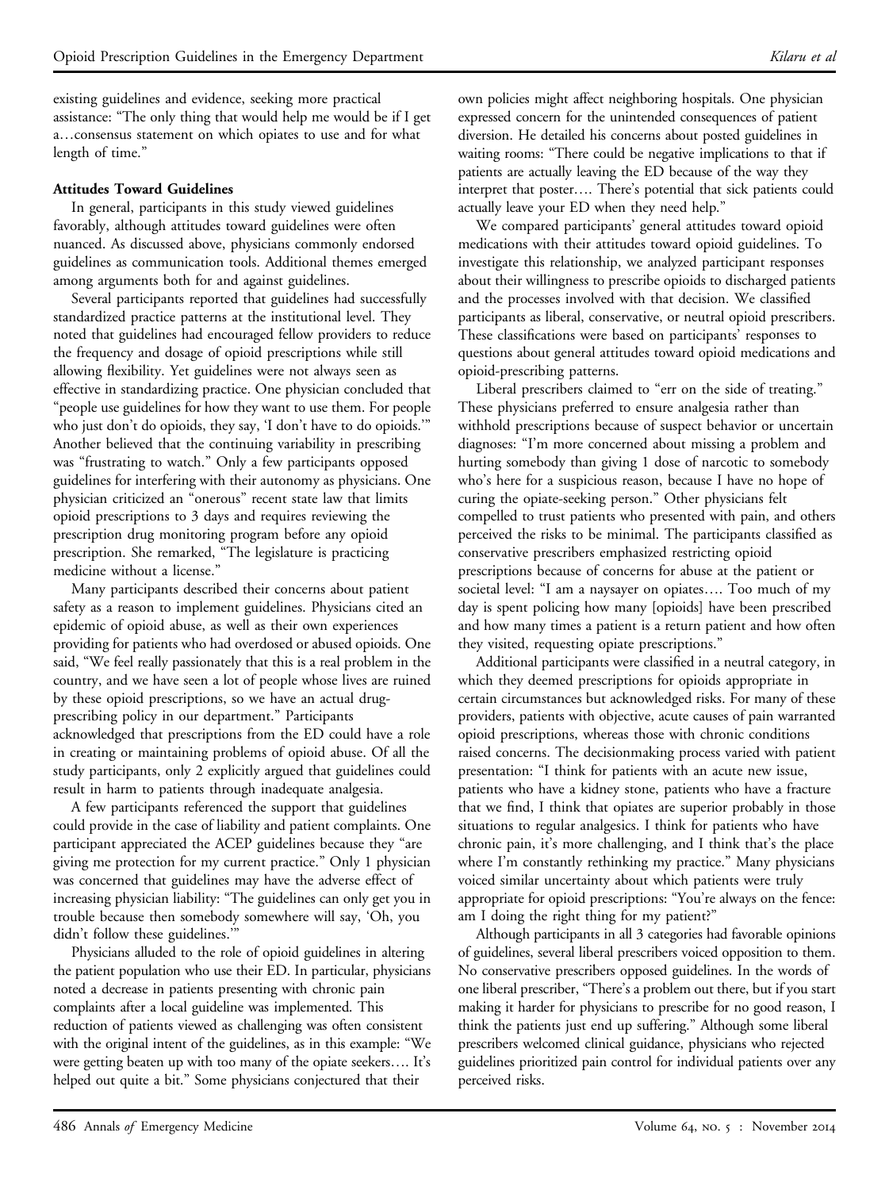existing guidelines and evidence, seeking more practical assistance: "The only thing that would help me would be if I get a…consensus statement on which opiates to use and for what length of time."

### Attitudes Toward Guidelines

In general, participants in this study viewed guidelines favorably, although attitudes toward guidelines were often nuanced. As discussed above, physicians commonly endorsed guidelines as communication tools. Additional themes emerged among arguments both for and against guidelines.

Several participants reported that guidelines had successfully standardized practice patterns at the institutional level. They noted that guidelines had encouraged fellow providers to reduce the frequency and dosage of opioid prescriptions while still allowing flexibility. Yet guidelines were not always seen as effective in standardizing practice. One physician concluded that "people use guidelines for how they want to use them. For people who just don't do opioids, they say, 'I don't have to do opioids.'" Another believed that the continuing variability in prescribing was "frustrating to watch." Only a few participants opposed guidelines for interfering with their autonomy as physicians. One physician criticized an "onerous" recent state law that limits opioid prescriptions to 3 days and requires reviewing the prescription drug monitoring program before any opioid prescription. She remarked, "The legislature is practicing medicine without a license."

Many participants described their concerns about patient safety as a reason to implement guidelines. Physicians cited an epidemic of opioid abuse, as well as their own experiences providing for patients who had overdosed or abused opioids. One said, "We feel really passionately that this is a real problem in the country, and we have seen a lot of people whose lives are ruined by these opioid prescriptions, so we have an actual drug-prescribing policy in our department." Participants acknowledged that prescriptions from the ED could have a role in creating or maintaining problems of opioid abuse. Of all the study participants, only 2 explicitly argued that guidelines could result in harm to patients through inadequate analgesia.

A few participants referenced the support that guidelines could provide in the case of liability and patient complaints. One participant appreciated the ACEP guidelines because they "are giving me protection for my current practice." Only 1 physician was concerned that guidelines may have the adverse effect of increasing physician liability: "The guidelines can only get you in trouble because then somebody somewhere will say, 'Oh, you didn't follow these guidelines.'"

Physicians alluded to the role of opioid guidelines in altering the patient population who use their ED. In particular, physicians noted a decrease in patients presenting with chronic pain complaints after a local guideline was implemented. This reduction of patients viewed as challenging was often consistent with the original intent of the guidelines, as in this example: "We were getting beaten up with too many of the opiate seekers…. It's helped out quite a bit." Some physicians conjectured that their own policies might affect neighboring hospitals. One physician expressed concern for the unintended consequences of patient diversion. He detailed his concerns about posted guidelines in waiting rooms: "There could be negative implications to that if patients are actually leaving the ED because of the way they interpret that poster…. There's potential that sick patients could actually leave your ED when they need help."

We compared participants' general attitudes toward opioid medications with their attitudes toward opioid guidelines. To investigate this relationship, we analyzed participant responses about their willingness to prescribe opioids to discharged patients and the processes involved with that decision. We classified participants as liberal, conservative, or neutral opioid prescribers. These classifications were based on participants' responses to questions about general attitudes toward opioid medications and opioid-prescribing patterns.

Liberal prescribers claimed to "err on the side of treating." These physicians preferred to ensure analgesia rather than withhold prescriptions because of suspect behavior or uncertain diagnoses: "I'm more concerned about missing a problem and hurting somebody than giving 1 dose of narcotic to somebody who's here for a suspicious reason, because I have no hope of curing the opiate-seeking person." Other physicians felt compelled to trust patients who presented with pain, and others perceived the risks to be minimal. The participants classified as conservative prescribers emphasized restricting opioid prescriptions because of concerns for abuse at the patient or societal level: "I am a naysayer on opiates…. Too much of my day is spent policing how many [opioids] have been prescribed and how many times a patient is a return patient and how often they visited, requesting opiate prescriptions."

Additional participants were classified in a neutral category, in which they deemed prescriptions for opioids appropriate in certain circumstances but acknowledged risks. For many of these providers, patients with objective, acute causes of pain warranted opioid prescriptions, whereas those with chronic conditions raised concerns. The decisionmaking process varied with patient presentation: "I think for patients with an acute new issue, patients who have a kidney stone, patients who have a fracture that we find, I think that opiates are superior probably in those situations to regular analgesics. I think for patients who have chronic pain, it's more challenging, and I think that's the place where I'm constantly rethinking my practice." Many physicians voiced similar uncertainty about which patients were truly appropriate for opioid prescriptions: "You're always on the fence: am I doing the right thing for my patient?"

Although participants in all 3 categories had favorable opinions of guidelines, several liberal prescribers voiced opposition to them. No conservative prescribers opposed guidelines. In the words of one liberal prescriber, "There's a problem out there, but if you start making it harder for physicians to prescribe for no good reason, I think the patients just end up suffering." Although some liberal prescribers welcomed clinical guidance, physicians who rejected guidelines prioritized pain control for individual patients over any perceived risks.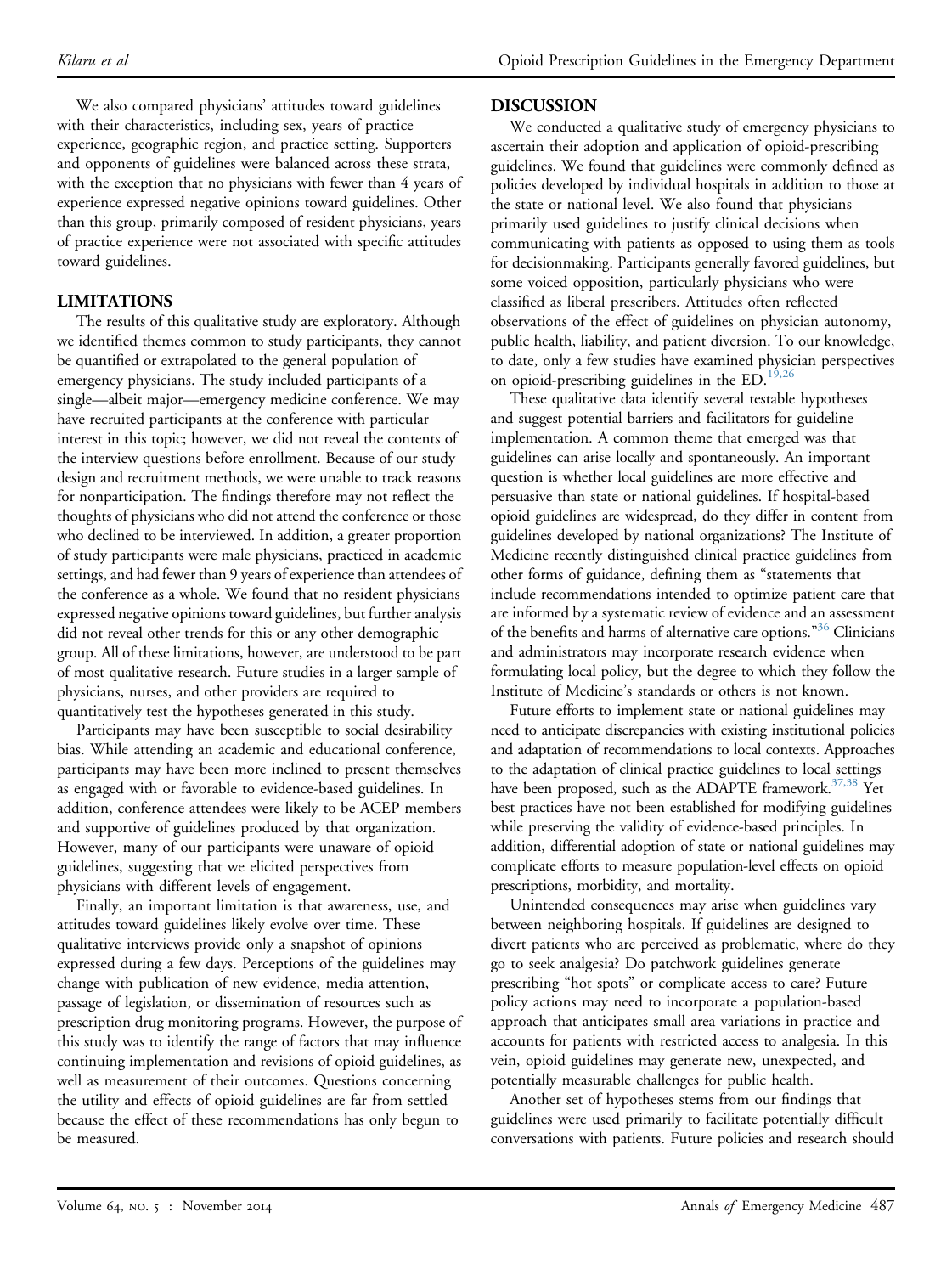We also compared physicians' attitudes toward guidelines with their characteristics, including sex, years of practice experience, geographic region, and practice setting. Supporters and opponents of guidelines were balanced across these strata, with the exception that no physicians with fewer than 4 years of experience expressed negative opinions toward guidelines. Other than this group, primarily composed of resident physicians, years of practice experience were not associated with specific attitudes toward guidelines.

## LIMITATIONS

The results of this qualitative study are exploratory. Although we identified themes common to study participants, they cannot be quantified or extrapolated to the general population of emergency physicians. The study included participants of a single—albeit major—emergency medicine conference. We may have recruited participants at the conference with particular interest in this topic; however, we did not reveal the contents of the interview questions before enrollment. Because of our study design and recruitment methods, we were unable to track reasons for nonparticipation. The findings therefore may not reflect the thoughts of physicians who did not attend the conference or those who declined to be interviewed. In addition, a greater proportion of study participants were male physicians, practiced in academic settings, and had fewer than 9 years of experience than attendees of the conference as a whole. We found that no resident physicians expressed negative opinions toward guidelines, but further analysis did not reveal other trends for this or any other demographic group. All of these limitations, however, are understood to be part of most qualitative research. Future studies in a larger sample of physicians, nurses, and other providers are required to quantitatively test the hypotheses generated in this study.

Participants may have been susceptible to social desirability bias. While attending an academic and educational conference, participants may have been more inclined to present themselves as engaged with or favorable to evidence-based guidelines. In addition, conference attendees were likely to be ACEP members and supportive of guidelines produced by that organization. However, many of our participants were unaware of opioid guidelines, suggesting that we elicited perspectives from physicians with different levels of engagement.

Finally, an important limitation is that awareness, use, and attitudes toward guidelines likely evolve over time. These qualitative interviews provide only a snapshot of opinions expressed during a few days. Perceptions of the guidelines may change with publication of new evidence, media attention, passage of legislation, or dissemination of resources such as prescription drug monitoring programs. However, the purpose of this study was to identify the range of factors that may influence continuing implementation and revisions of opioid guidelines, as well as measurement of their outcomes. Questions concerning the utility and effects of opioid guidelines are far from settled because the effect of these recommendations has only begun to be measured.

## DISCUSSION

We conducted a qualitative study of emergency physicians to ascertain their adoption and application of opioid-prescribing guidelines. We found that guidelines were commonly defined as policies developed by individual hospitals in addition to those at the state or national level. We also found that physicians primarily used guidelines to justify clinical decisions when communicating with patients as opposed to using them as tools for decisionmaking. Participants generally favored guidelines, but some voiced opposition, particularly physicians who were classified as liberal prescribers. Attitudes often reflected observations of the effect of guidelines on physician autonomy, public health, liability, and patient diversion. To our knowledge, to date, only a few studies have examined physician perspectives on opioid-prescribing guidelines in the ED.[19,26]

These qualitative data identify several testable hypotheses and suggest potential barriers and facilitators for guideline implementation. A common theme that emerged was that guidelines can arise locally and spontaneously. An important question is whether local guidelines are more effective and persuasive than state or national guidelines. If hospital-based opioid guidelines are widespread, do they differ in content from guidelines developed by national organizations? The Institute of Medicine recently distinguished clinical practice guidelines from other forms of guidance, defining them as "statements that include recommendations intended to optimize patient care that are informed by a systematic review of evidence and an assessment of the benefits and harms of alternative care options."[36] Clinicians and administrators may incorporate research evidence when formulating local policy, but the degree to which they follow the Institute of Medicine's standards or others is not known.

Future efforts to implement state or national guidelines may need to anticipate discrepancies with existing institutional policies and adaptation of recommendations to local contexts. Approaches to the adaptation of clinical practice guidelines to local settings have been proposed, such as the ADAPTE framework.[37,38] Yet best practices have not been established for modifying guidelines while preserving the validity of evidence-based principles. In addition, differential adoption of state or national guidelines may complicate efforts to measure population-level effects on opioid prescriptions, morbidity, and mortality.

Unintended consequences may arise when guidelines vary between neighboring hospitals. If guidelines are designed to divert patients who are perceived as problematic, where do they go to seek analgesia? Do patchwork guidelines generate prescribing "hot spots" or complicate access to care? Future policy actions may need to incorporate a population-based approach that anticipates small area variations in practice and accounts for patients with restricted access to analgesia. In this vein, opioid guidelines may generate new, unexpected, and potentially measurable challenges for public health.

Another set of hypotheses stems from our findings that guidelines were used primarily to facilitate potentially difficult conversations with patients. Future policies and research should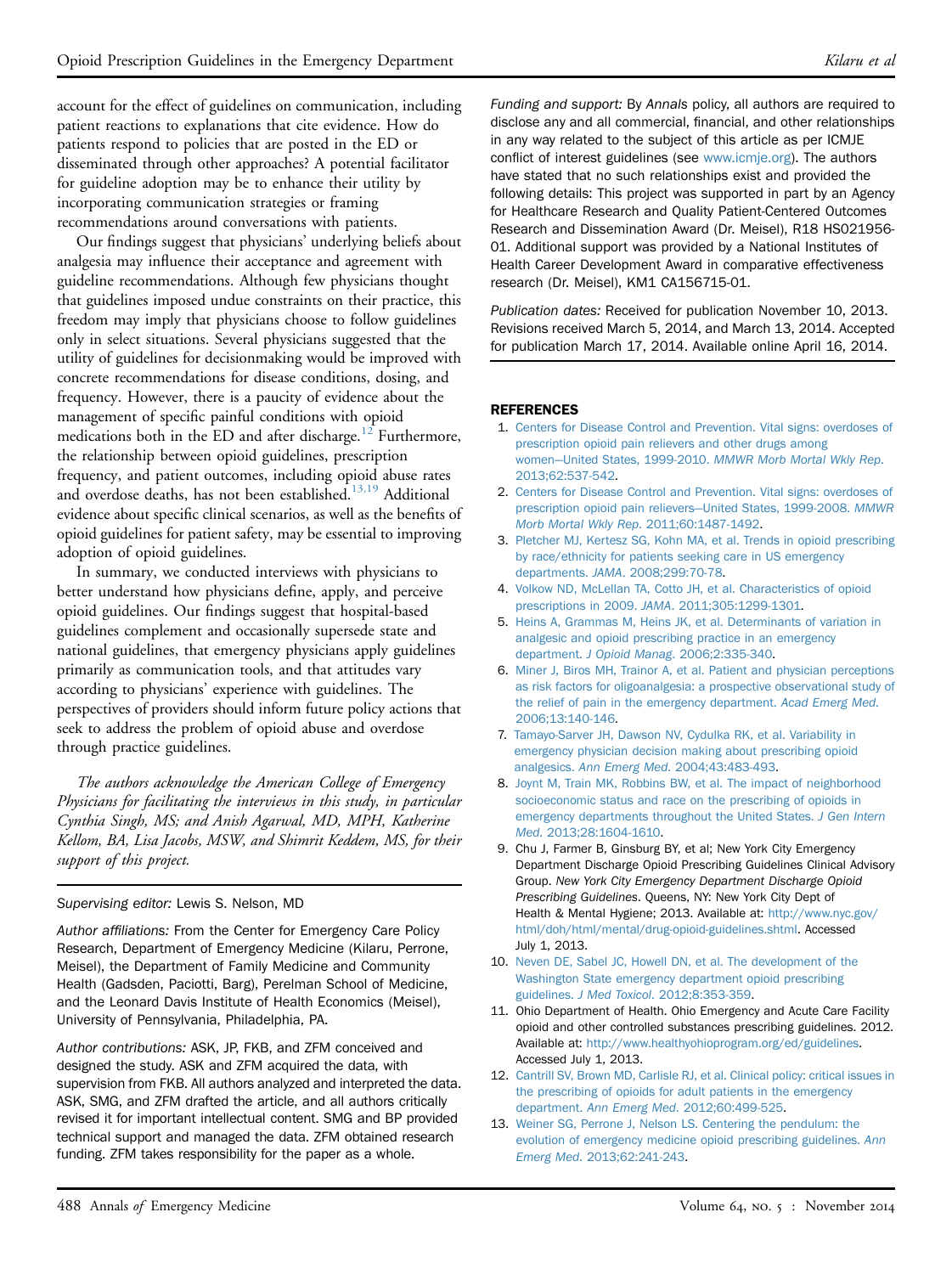account for the effect of guidelines on communication, including patient reactions to explanations that cite evidence. How do patients respond to policies that are posted in the ED or disseminated through other approaches? A potential facilitator for guideline adoption may be to enhance their utility by incorporating communication strategies or framing recommendations around conversations with patients.

Our findings suggest that physicians' underlying beliefs about analgesia may influence their acceptance and agreement with guideline recommendations. Although few physicians thought that guidelines imposed undue constraints on their practice, this freedom may imply that physicians choose to follow guidelines only in select situations. Several physicians suggested that the utility of guidelines for decisionmaking would be improved with concrete recommendations for disease conditions, dosing, and frequency. However, there is a paucity of evidence about the management of specific painful conditions with opioid medications both in the ED and after discharge.[12] Furthermore, the relationship between opioid guidelines, prescription frequency, and patient outcomes, including opioid abuse rates and overdose deaths, has not been established.[13,19] Additional evidence about specific clinical scenarios, as well as the benefits of opioid guidelines for patient safety, may be essential to improving adoption of opioid guidelines.

In summary, we conducted interviews with physicians to better understand how physicians define, apply, and perceive opioid guidelines. Our findings suggest that hospital-based guidelines complement and occasionally supersede state and national guidelines, that emergency physicians apply guidelines primarily as communication tools, and that attitudes vary according to physicians' experience with guidelines. The perspectives of providers should inform future policy actions that seek to address the problem of opioid abuse and overdose through practice guidelines.

*The authors acknowledge the American College of Emergency Physicians for facilitating the interviews in this study, in particular Cynthia Singh, MS; and Anish Agarwal, MD, MPH, Katherine Kellom, BA, Lisa Jacobs, MSW, and Shimrit Keddem, MS, for their support of this project.*

*Supervising editor:* Lewis S. Nelson, MD

*Author affiliations:* From the Center for Emergency Care Policy Research, Department of Emergency Medicine (Kilaru, Perrone, Meisel), the Department of Family Medicine and Community Health (Gadsden, Paciotti, Barg), Perelman School of Medicine, and the Leonard Davis Institute of Health Economics (Meisel), University of Pennsylvania, Philadelphia, PA.

*Author contributions:* ASK, JP, FKB, and ZFM conceived and designed the study. ASK and ZFM acquired the data, with supervision from FKB. All authors analyzed and interpreted the data. ASK, SMG, and ZFM drafted the article, and all authors critically revised it for important intellectual content. SMG and BP provided technical support and managed the data. ZFM obtained research funding. ZFM takes responsibility for the paper as a whole.

*Funding and support:* By *Annals* policy, all authors are required to disclose any and all commercial, financial, and other relationships in any way related to the subject of this article as per ICMJE conflict of interest guidelines (see www.icmje.org). The authors have stated that no such relationships exist and provided the following details: This project was supported in part by an Agency for Healthcare Research and Quality Patient-Centered Outcomes Research and Dissemination Award (Dr. Meisel), R18 HS021956-01. Additional support was provided by a National Institutes of Health Career Development Award in comparative effectiveness research (Dr. Meisel), KM1 CA156715-01.

*Publication dates:* Received for publication November 10, 2013. Revisions received March 5, 2014, and March 13, 2014. Accepted for publication March 17, 2014. Available online April 16, 2014.

## REFERENCES

1. Centers for Disease Control and Prevention. Vital signs: overdoses of prescription opioid pain relievers and other drugs among women—United States, 1999-2010. *MMWR Morb Mortal Wkly Rep*. 2013;62:537-542.
2. Centers for Disease Control and Prevention. Vital signs: overdoses of prescription opioid pain relievers—United States, 1999-2008. *MMWR Morb Mortal Wkly Rep*. 2011;60:1487-1492.
3. Pletcher MJ, Kertesz SG, Kohn MA, et al. Trends in opioid prescribing by race/ethnicity for patients seeking care in US emergency departments. *JAMA*. 2008;299:70-78.
4. Volkow ND, McLellan TA, Cotto JH, et al. Characteristics of opioid prescriptions in 2009. *JAMA*. 2011;305:1299-1301.
5. Heins A, Grammas M, Heins JK, et al. Determinants of variation in analgesic and opioid prescribing practice in an emergency department. *J Opioid Manag*. 2006;2:335-340.
6. Miner J, Biros MH, Trainor A, et al. Patient and physician perceptions as risk factors for oligoanalgesia: a prospective observational study of the relief of pain in the emergency department. *Acad Emerg Med*. 2006;13:140-146.
7. Tamayo-Sarver JH, Dawson NV, Cydulka RK, et al. Variability in emergency physician decision making about prescribing opioid analgesics. *Ann Emerg Med*. 2004;43:483-493.
8. Joynt M, Train MK, Robbins BW, et al. The impact of neighborhood socioeconomic status and race on the prescribing of opioids in emergency departments throughout the United States. *J Gen Intern Med*. 2013;28:1604-1610.
9. Chu J, Farmer B, Ginsburg BY, et al; New York City Emergency Department Discharge Opioid Prescribing Guidelines Clinical Advisory Group. *New York City Emergency Department Discharge Opioid Prescribing Guidelines*. Queens, NY: New York City Dept of Health & Mental Hygiene; 2013. Available at: http://www.nyc.gov/html/doh/html/mental/drug-opioid-guidelines.shtml. Accessed July 1, 2013.
10. Neven DE, Sabel JC, Howell DN, et al. The development of the Washington State emergency department opioid prescribing guidelines. *J Med Toxicol*. 2012;8:353-359.
11. Ohio Department of Health. Ohio Emergency and Acute Care Facility opioid and other controlled substances prescribing guidelines. 2012. Available at: http://www.healthyohioprogram.org/ed/guidelines. Accessed July 1, 2013.
12. Cantrill SV, Brown MD, Carlisle RJ, et al. Clinical policy: critical issues in the prescribing of opioids for adult patients in the emergency department. *Ann Emerg Med*. 2012;60:499-525.
13. Weiner SG, Perrone J, Nelson LS. Centering the pendulum: the evolution of emergency medicine opioid prescribing guidelines. *Ann Emerg Med*. 2013;62:241-243.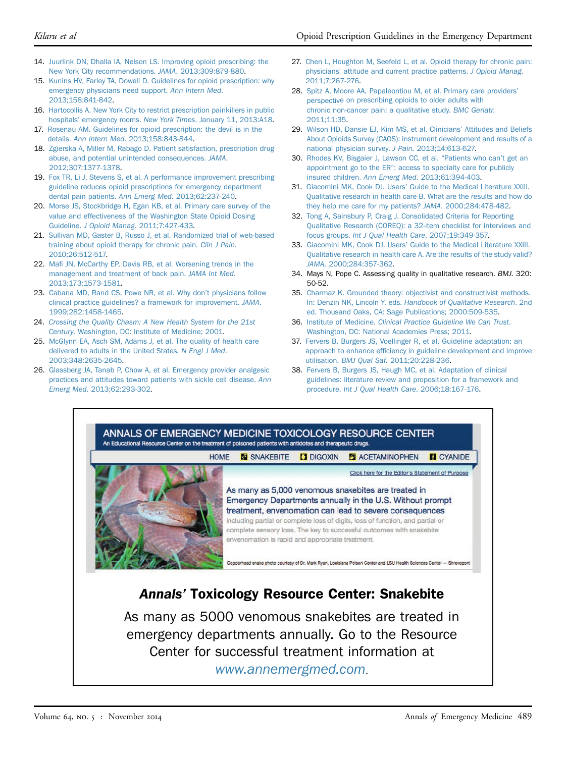14. Juurlink DN, Dhalla IA, Nelson LS. Improving opioid prescribing: the New York City recommendations. *JAMA*. 2013;309:879-880.
15. Kunins HV, Farley TA, Dowell D. Guidelines for opioid prescription: why emergency physicians need support. *Ann Intern Med*. 2013;158:841-842.
16. Hartocollis A. New York City to restrict prescription painkillers in public hospitals' emergency rooms. *New York Times*. January 11, 2013:A18.
17. Rosenau AM. Guidelines for opioid prescription: the devil is in the details. *Ann Intern Med*. 2013;158:843-844.
18. Zgierska A, Miller M, Rabago D. Patient satisfaction, prescription drug abuse, and potential unintended consequences. *JAMA*. 2012;307:1377-1378.
19. Fox TR, Li J, Stevens S, et al. A performance improvement prescribing guideline reduces opioid prescriptions for emergency department dental pain patients. *Ann Emerg Med*. 2013;62:237-240.
20. Morse JS, Stockbridge H, Egan KB, et al. Primary care survey of the value and effectiveness of the Washington State Opioid Dosing Guideline. *J Opioid Manag*. 2011;7:427-433.
21. Sullivan MD, Gaster B, Russo J, et al. Randomized trial of web-based training about opioid therapy for chronic pain. *Clin J Pain*. 2010;26:512-517.
22. Mafi JN, McCarthy EP, Davis RB, et al. Worsening trends in the management and treatment of back pain. *JAMA Int Med*. 2013;173:1573-1581.
23. Cabana MD, Rand CS, Powe NR, et al. Why don't physicians follow clinical practice guidelines? a framework for improvement. *JAMA*. 1999;282:1458-1465.
24. *Crossing the Quality Chasm: A New Health System for the 21st Century*. Washington, DC: Institute of Medicine; 2001.
25. McGlynn EA, Asch SM, Adams J, et al. The quality of health care delivered to adults in the United States. *N Engl J Med*. 2003;348:2635-2645.
26. Glassberg JA, Tanab P, Chow A, et al. Emergency provider analgesic practices and attitudes toward patients with sickle cell disease. *Ann Emerg Med*. 2013;62:293-302.
27. Chen L, Houghton M, Seefeld L, et al. Opioid therapy for chronic pain: physicians' attitude and current practice patterns. *J Opioid Manag*. 2011;7:267-276.
28. Spitz A, Moore AA, Papaleontiou M, et al. Primary care providers' perspective on prescribing opioids to older adults with chronic non-cancer pain: a qualitative study. *BMC Geriatr*. 2011;11:35.
29. Wilson HD, Dansie EJ, Kim MS, et al. Clinicians' Attitudes and Beliefs About Opioids Survey (CAOS): instrument development and results of a national physician survey. *J Pain*. 2013;14:613-627.
30. Rhodes KV, Bisgaier J, Lawson CC, et al. "Patients who can't get an appointment go to the ER": access to specialty care for publicly insured children. *Ann Emerg Med*. 2013;61:394-403.
31. Giacomini MK, Cook DJ. Users' Guide to the Medical Literature XXIII. Qualitative research in health care B. What are the results and how do they help me care for my patients? *JAMA*. 2000;284:478-482.
32. Tong A, Sainsbury P, Craig J. Consolidated Criteria for Reporting Qualitative Research (COREQ): a 32-item checklist for interviews and focus groups. *Int J Qual Health Care*. 2007;19:349-357.
33. Giacomini MK, Cook DJ. Users' Guide to the Medical Literature XXIII. Qualitative research in health care A. Are the results of the study valid? *JAMA*. 2000;284:357-362.
34. Mays N, Pope C. Assessing quality in qualitative research. *BMJ*. 320: 50-52.
35. Charmaz K. Grounded theory: objectivist and constructivist methods. In: Denzin NK, Lincoln Y, eds. *Handbook of Qualitative Research*. 2nd ed. Thousand Oaks, CA: Sage Publications; 2000:509-535.
36. Institute of Medicine. *Clinical Practice Guideline We Can Trust*. Washington, DC: National Academies Press; 2011.
37. Fervers B, Burgers JS, Voellinger R, et al. Guideline adaptation: an approach to enhance efficiency in guideline development and improve utilisation. *BMJ Qual Saf*. 2011;20:228-236.
38. Fervers B, Burgers JS, Haugh MC, et al. Adaptation of clinical guidelines: literature review and proposition for a framework and procedure. *Int J Qual Health Care*. 2006;18:167-176.

**ANNALS OF EMERGENCY MEDICINE TOXICOLOGY RESOURCE CENTER**

An Educational Resource Center on the treatment of poisoned patients with antidotes and therapeutc drugs.

HOME | SNAKEBITE | DIGOXIN | ACETAMINOPHEN | CYANIDE

Click here for the Editor's Statement of Purpose

As many as 5,000 venomous snakebites are treated in Emergency Departments annually in the U.S. Without prompt treatment, envenomation can lead to severe consequences including partial or complete loss of digits, loss of function, and partial or complete sensory loss. The key to successful outcomes with snakebite envenomation is rapid and appropriate treatment.

Copperhead snake photo courtesy of Dr. Mark Ryan, Louisiana Poison Center and LSU Health Sciences Center – Shreveport

## *Annals'* Toxicology Resource Center: Snakebite

As many as 5000 venomous snakebites are treated in emergency departments annually. Go to the Resource Center for successful treatment information at www.annemergmed.com.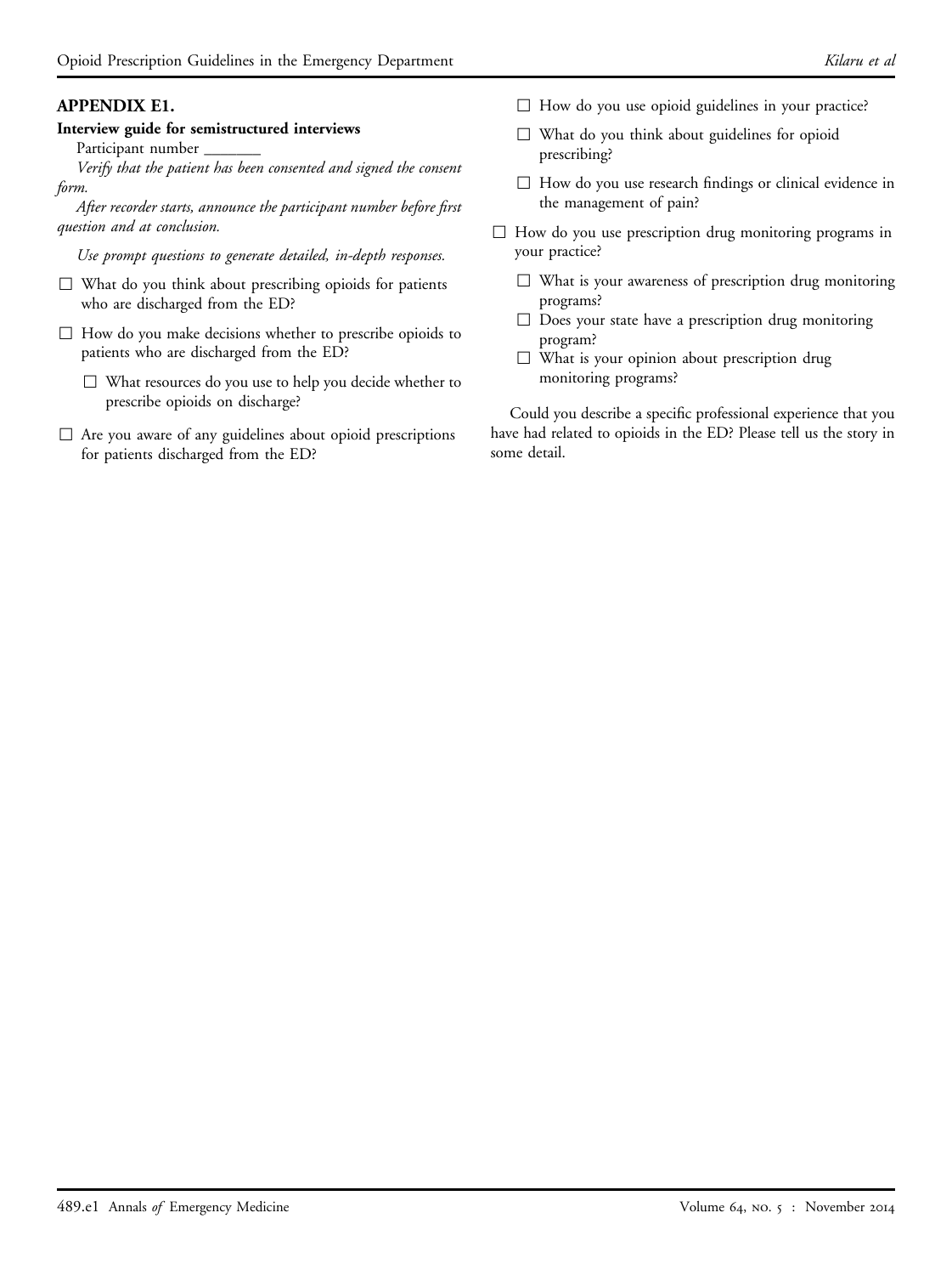## APPENDIX E1.

### Interview guide for semistructured interviews

Participant number _______

*Verify that the patient has been consented and signed the consent form.*

*After recorder starts, announce the participant number before first question and at conclusion.*

*Use prompt questions to generate detailed, in-depth responses.*

- ☐ What do you think about prescribing opioids for patients who are discharged from the ED?
- ☐ How do you make decisions whether to prescribe opioids to patients who are discharged from the ED?
  - ☐ What resources do you use to help you decide whether to prescribe opioids on discharge?
- ☐ Are you aware of any guidelines about opioid prescriptions for patients discharged from the ED?
  - ☐ How do you use opioid guidelines in your practice?
  - ☐ What do you think about guidelines for opioid prescribing?
  - ☐ How do you use research findings or clinical evidence in the management of pain?
- ☐ How do you use prescription drug monitoring programs in your practice?
  - ☐ What is your awareness of prescription drug monitoring programs?
  - ☐ Does your state have a prescription drug monitoring program?
  - ☐ What is your opinion about prescription drug monitoring programs?

Could you describe a specific professional experience that you have had related to opioids in the ED? Please tell us the story in some detail.